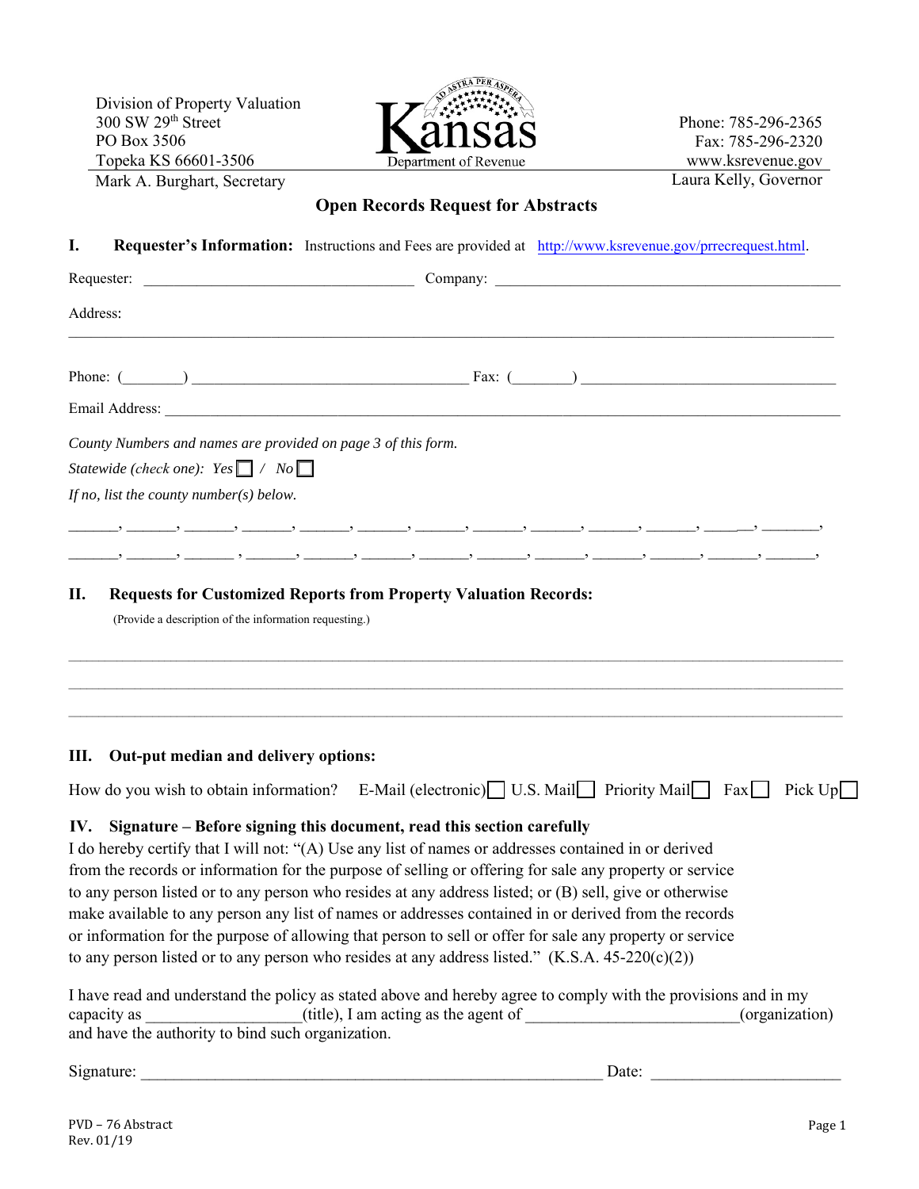Division of Property Valuation
300 SW 29th Street
PO Box 3506
Topeka KS 66601-3506
Mark A. Burghart, Secretary

Kansas
Department of Revenue

Phone: 785-296-2365
Fax: 785-296-2320
www.ksrevenue.gov
Laura Kelly, Governor

# Open Records Request for Abstracts

## I. Requester's Information:

Instructions and Fees are provided at http://www.ksrevenue.gov/prrecrequest.html.

Requester: ______________________ Company: ______________________

Address:

______________________________________________

Phone: (______) ______________________ Fax: (______) ______________________

Email Address: ______________________________________________

*County Numbers and names are provided on page 3 of this form.*

*Statewide (check one): Yes* ☐ / *No* ☐

*If no, list the county number(s) below.*

_____, _____, _____, _____, _____, _____, _____, _____, _____, _____, _____, _____, _____,

_____, _____, _____, _____, _____, _____, _____, _____, _____, _____, _____, _____, _____,

## II. Requests for Customized Reports from Property Valuation Records:

(Provide a description of the information requesting.)

______________________________________________

______________________________________________

______________________________________________

## III. Out-put median and delivery options:

How do you wish to obtain information? E-Mail (electronic) ☐ U.S. Mail ☐ Priority Mail ☐ Fax ☐ Pick Up ☐

## IV. Signature – Before signing this document, read this section carefully

I do hereby certify that I will not: "(A) Use any list of names or addresses contained in or derived from the records or information for the purpose of selling or offering for sale any property or service to any person listed or to any person who resides at any address listed; or (B) sell, give or otherwise make available to any person any list of names or addresses contained in or derived from the records or information for the purpose of allowing that person to sell or offer for sale any property or service to any person listed or to any person who resides at any address listed." (K.S.A. 45-220(c)(2))

I have read and understand the policy as stated above and hereby agree to comply with the provisions and in my capacity as ______________(title), I am acting as the agent of ____________________(organization) and have the authority to bind such organization.

Signature: ______________________________________ Date: ____________________

PVD – 76 Abstract
Rev. 01/19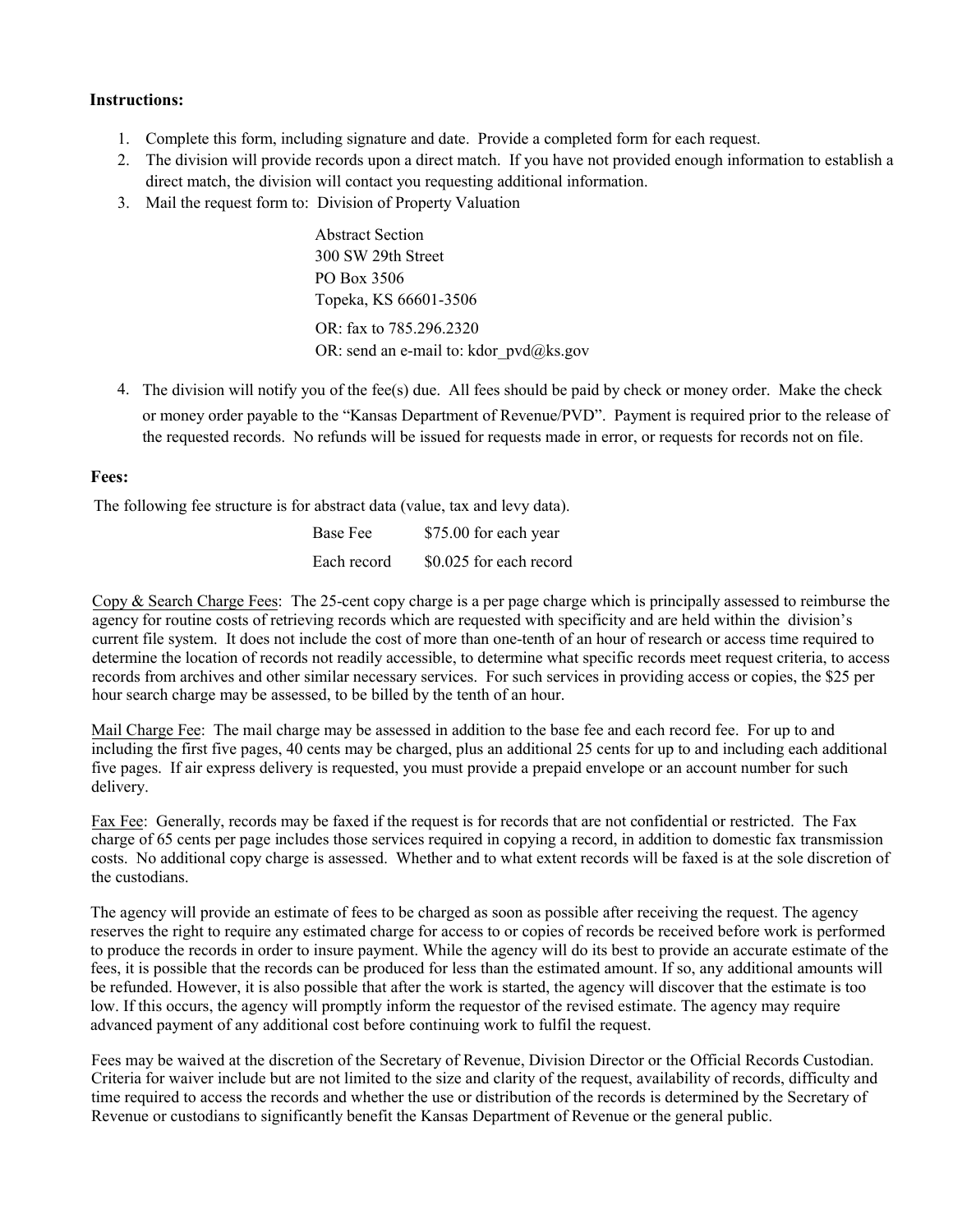**Instructions:**

1. Complete this form, including signature and date. Provide a completed form for each request.
2. The division will provide records upon a direct match. If you have not provided enough information to establish a direct match, the division will contact you requesting additional information.
3. Mail the request form to: Division of Property Valuation

   Abstract Section
   300 SW 29th Street
   PO Box 3506
   Topeka, KS 66601-3506

   OR: fax to 785.296.2320
   OR: send an e-mail to: kdor_pvd@ks.gov

4. The division will notify you of the fee(s) due. All fees should be paid by check or money order. Make the check or money order payable to the "Kansas Department of Revenue/PVD". Payment is required prior to the release of the requested records. No refunds will be issued for requests made in error, or requests for records not on file.

**Fees:**

The following fee structure is for abstract data (value, tax and levy data).

| | |
|---|---|
| Base Fee | $75.00 for each year |
| Each record | $0.025 for each record |

Copy & Search Charge Fees: The 25-cent copy charge is a per page charge which is principally assessed to reimburse the agency for routine costs of retrieving records which are requested with specificity and are held within the division's current file system. It does not include the cost of more than one-tenth of an hour of research or access time required to determine the location of records not readily accessible, to determine what specific records meet request criteria, to access records from archives and other similar necessary services. For such services in providing access or copies, the $25 per hour search charge may be assessed, to be billed by the tenth of an hour.

Mail Charge Fee: The mail charge may be assessed in addition to the base fee and each record fee. For up to and including the first five pages, 40 cents may be charged, plus an additional 25 cents for up to and including each additional five pages. If air express delivery is requested, you must provide a prepaid envelope or an account number for such delivery.

Fax Fee: Generally, records may be faxed if the request is for records that are not confidential or restricted. The Fax charge of 65 cents per page includes those services required in copying a record, in addition to domestic fax transmission costs. No additional copy charge is assessed. Whether and to what extent records will be faxed is at the sole discretion of the custodians.

The agency will provide an estimate of fees to be charged as soon as possible after receiving the request. The agency reserves the right to require any estimated charge for access to or copies of records be received before work is performed to produce the records in order to insure payment. While the agency will do its best to provide an accurate estimate of the fees, it is possible that the records can be produced for less than the estimated amount. If so, any additional amounts will be refunded. However, it is also possible that after the work is started, the agency will discover that the estimate is too low. If this occurs, the agency will promptly inform the requestor of the revised estimate. The agency may require advanced payment of any additional cost before continuing work to fulfil the request.

Fees may be waived at the discretion of the Secretary of Revenue, Division Director or the Official Records Custodian. Criteria for waiver include but are not limited to the size and clarity of the request, availability of records, difficulty and time required to access the records and whether the use or distribution of the records is determined by the Secretary of Revenue or custodians to significantly benefit the Kansas Department of Revenue or the general public.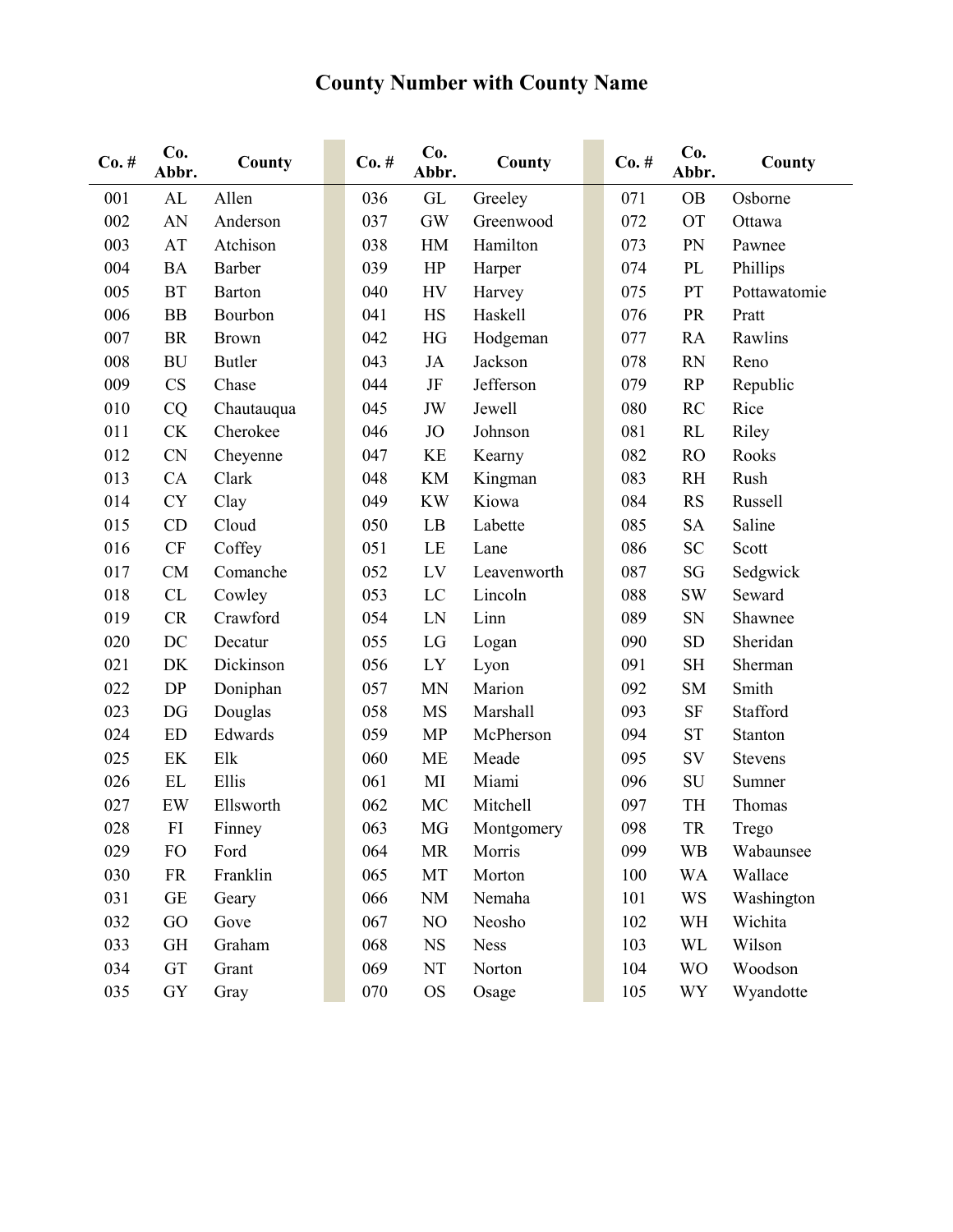# County Number with County Name

| Co. # | Co. Abbr. | County | Co. # | Co. Abbr. | County | Co. # | Co. Abbr. | County |
|---|---|---|---|---|---|---|---|---|
| 001 | AL | Allen | 036 | GL | Greeley | 071 | OB | Osborne |
| 002 | AN | Anderson | 037 | GW | Greenwood | 072 | OT | Ottawa |
| 003 | AT | Atchison | 038 | HM | Hamilton | 073 | PN | Pawnee |
| 004 | BA | Barber | 039 | HP | Harper | 074 | PL | Phillips |
| 005 | BT | Barton | 040 | HV | Harvey | 075 | PT | Pottawatomie |
| 006 | BB | Bourbon | 041 | HS | Haskell | 076 | PR | Pratt |
| 007 | BR | Brown | 042 | HG | Hodgeman | 077 | RA | Rawlins |
| 008 | BU | Butler | 043 | JA | Jackson | 078 | RN | Reno |
| 009 | CS | Chase | 044 | JF | Jefferson | 079 | RP | Republic |
| 010 | CQ | Chautauqua | 045 | JW | Jewell | 080 | RC | Rice |
| 011 | CK | Cherokee | 046 | JO | Johnson | 081 | RL | Riley |
| 012 | CN | Cheyenne | 047 | KE | Kearny | 082 | RO | Rooks |
| 013 | CA | Clark | 048 | KM | Kingman | 083 | RH | Rush |
| 014 | CY | Clay | 049 | KW | Kiowa | 084 | RS | Russell |
| 015 | CD | Cloud | 050 | LB | Labette | 085 | SA | Saline |
| 016 | CF | Coffey | 051 | LE | Lane | 086 | SC | Scott |
| 017 | CM | Comanche | 052 | LV | Leavenworth | 087 | SG | Sedgwick |
| 018 | CL | Cowley | 053 | LC | Lincoln | 088 | SW | Seward |
| 019 | CR | Crawford | 054 | LN | Linn | 089 | SN | Shawnee |
| 020 | DC | Decatur | 055 | LG | Logan | 090 | SD | Sheridan |
| 021 | DK | Dickinson | 056 | LY | Lyon | 091 | SH | Sherman |
| 022 | DP | Doniphan | 057 | MN | Marion | 092 | SM | Smith |
| 023 | DG | Douglas | 058 | MS | Marshall | 093 | SF | Stafford |
| 024 | ED | Edwards | 059 | MP | McPherson | 094 | ST | Stanton |
| 025 | EK | Elk | 060 | ME | Meade | 095 | SV | Stevens |
| 026 | EL | Ellis | 061 | MI | Miami | 096 | SU | Sumner |
| 027 | EW | Ellsworth | 062 | MC | Mitchell | 097 | TH | Thomas |
| 028 | FI | Finney | 063 | MG | Montgomery | 098 | TR | Trego |
| 029 | FO | Ford | 064 | MR | Morris | 099 | WB | Wabaunsee |
| 030 | FR | Franklin | 065 | MT | Morton | 100 | WA | Wallace |
| 031 | GE | Geary | 066 | NM | Nemaha | 101 | WS | Washington |
| 032 | GO | Gove | 067 | NO | Neosho | 102 | WH | Wichita |
| 033 | GH | Graham | 068 | NS | Ness | 103 | WL | Wilson |
| 034 | GT | Grant | 069 | NT | Norton | 104 | WO | Woodson |
| 035 | GY | Gray | 070 | OS | Osage | 105 | WY | Wyandotte |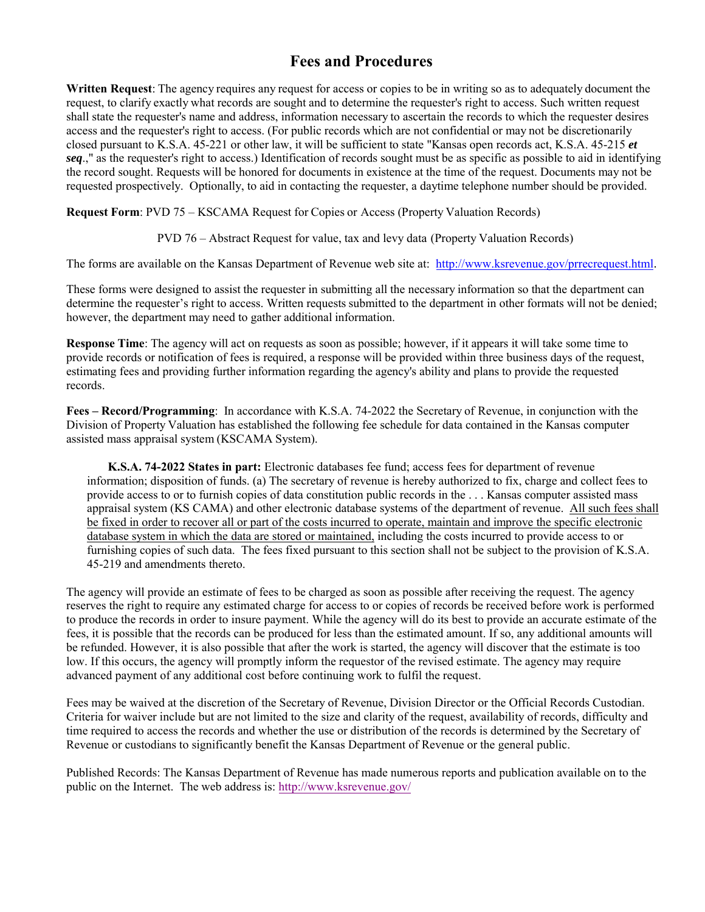# Fees and Procedures

**Written Request**: The agency requires any request for access or copies to be in writing so as to adequately document the request, to clarify exactly what records are sought and to determine the requester's right to access. Such written request shall state the requester's name and address, information necessary to ascertain the records to which the requester desires access and the requester's right to access. (For public records which are not confidential or may not be discretionarily closed pursuant to K.S.A. 45-221 or other law, it will be sufficient to state "Kansas open records act, K.S.A. 45-215 ***et seq***.," as the requester's right to access.) Identification of records sought must be as specific as possible to aid in identifying the record sought. Requests will be honored for documents in existence at the time of the request. Documents may not be requested prospectively. Optionally, to aid in contacting the requester, a daytime telephone number should be provided.

**Request Form**: PVD 75 – KSCAMA Request for Copies or Access (Property Valuation Records)

PVD 76 – Abstract Request for value, tax and levy data (Property Valuation Records)

The forms are available on the Kansas Department of Revenue web site at: http://www.ksrevenue.gov/prrecrequest.html.

These forms were designed to assist the requester in submitting all the necessary information so that the department can determine the requester's right to access. Written requests submitted to the department in other formats will not be denied; however, the department may need to gather additional information.

**Response Time**: The agency will act on requests as soon as possible; however, if it appears it will take some time to provide records or notification of fees is required, a response will be provided within three business days of the request, estimating fees and providing further information regarding the agency's ability and plans to provide the requested records.

**Fees – Record/Programming**: In accordance with K.S.A. 74-2022 the Secretary of Revenue, in conjunction with the Division of Property Valuation has established the following fee schedule for data contained in the Kansas computer assisted mass appraisal system (KSCAMA System).

> **K.S.A. 74-2022 States in part:** Electronic databases fee fund; access fees for department of revenue information; disposition of funds. (a) The secretary of revenue is hereby authorized to fix, charge and collect fees to provide access to or to furnish copies of data constitution public records in the . . . Kansas computer assisted mass appraisal system (KS CAMA) and other electronic database systems of the department of revenue. <u>All such fees shall be fixed in order to recover all or part of the costs incurred to operate, maintain and improve the specific electronic database system in which the data are stored or maintained,</u> including the costs incurred to provide access to or furnishing copies of such data. The fees fixed pursuant to this section shall not be subject to the provision of K.S.A. 45-219 and amendments thereto.

The agency will provide an estimate of fees to be charged as soon as possible after receiving the request. The agency reserves the right to require any estimated charge for access to or copies of records be received before work is performed to produce the records in order to insure payment. While the agency will do its best to provide an accurate estimate of the fees, it is possible that the records can be produced for less than the estimated amount. If so, any additional amounts will be refunded. However, it is also possible that after the work is started, the agency will discover that the estimate is too low. If this occurs, the agency will promptly inform the requestor of the revised estimate. The agency may require advanced payment of any additional cost before continuing work to fulfil the request.

Fees may be waived at the discretion of the Secretary of Revenue, Division Director or the Official Records Custodian. Criteria for waiver include but are not limited to the size and clarity of the request, availability of records, difficulty and time required to access the records and whether the use or distribution of the records is determined by the Secretary of Revenue or custodians to significantly benefit the Kansas Department of Revenue or the general public.

Published Records: The Kansas Department of Revenue has made numerous reports and publication available on to the public on the Internet. The web address is: http://www.ksrevenue.gov/